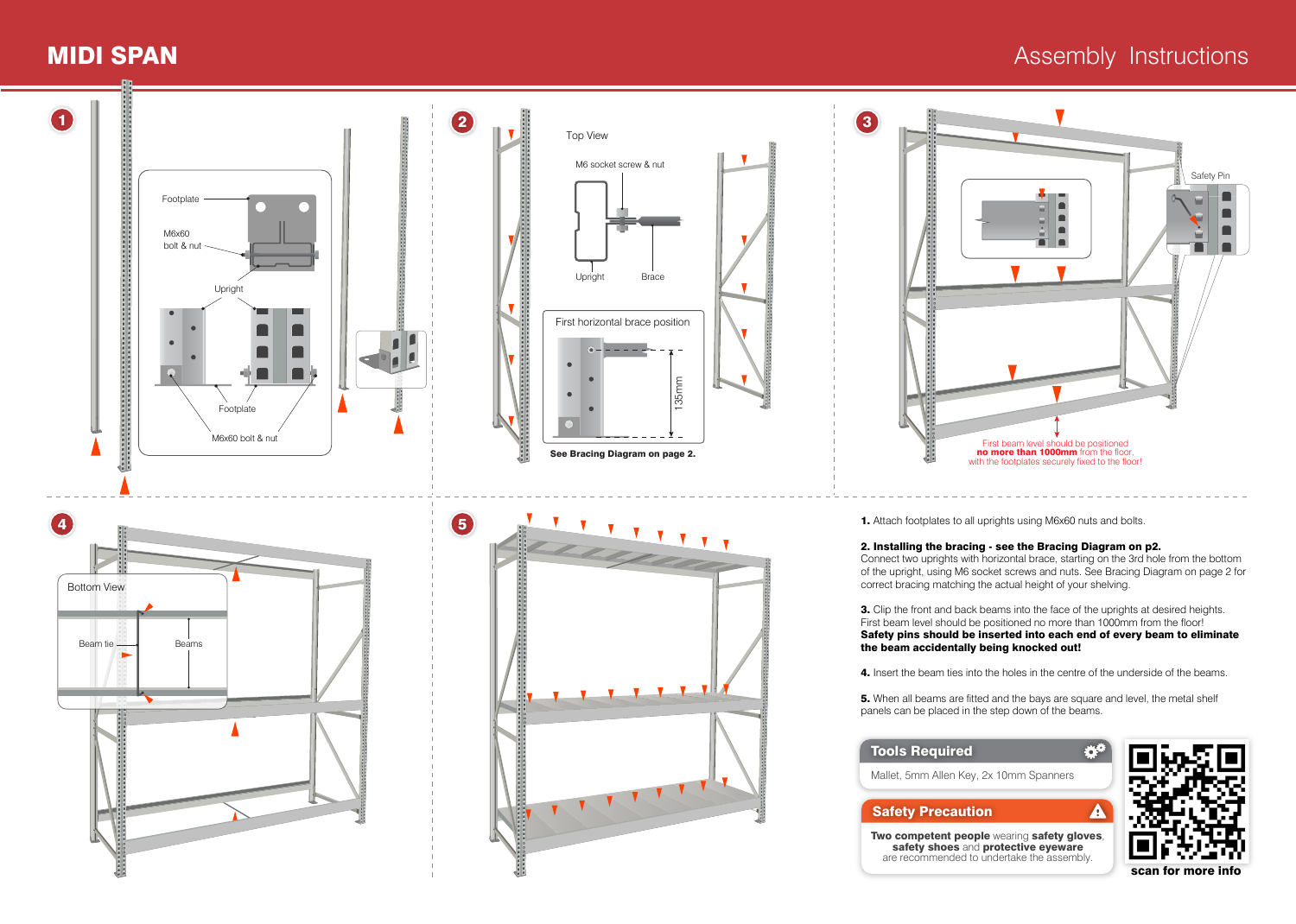# MIDI SPAN

## Assembly Instructions

**1**

Footplate

M6x60 bolt & nut

Upright

Footplate

M6x60 bolt & nut

**2**

Top View

M6 socket screw & nut

Upright

Brace

First horizontal brace position

135mm

**See Bracing Diagram on page 2.**

**3**

Safety Pin

First beam level should be positioned **no more than 1000mm** from the floor, with the footplates securely fixed to the floor!

**4**

Bottom View

Beam tie

Beams

**5**

**1.** Attach footplates to all uprights using M6x60 nuts and bolts.

**2. Installing the bracing - see the Bracing Diagram on p2.**
Connect two uprights with horizontal brace, starting on the 3rd hole from the bottom of the upright, using M6 socket screws and nuts. See Bracing Diagram on page 2 for correct bracing matching the actual height of your shelving.

**3.** Clip the front and back beams into the face of the uprights at desired heights. First beam level should be positioned no more than 1000mm from the floor!
**Safety pins should be inserted into each end of every beam to eliminate the beam accidentally being knocked out!**

**4.** Insert the beam ties into the holes in the centre of the underside of the beams.

**5.** When all beams are fitted and the bays are square and level, the metal shelf panels can be placed in the step down of the beams.

### Tools Required

Mallet, 5mm Allen Key, 2x 10mm Spanners

### Safety Precaution

**Two competent people** wearing **safety gloves**, **safety shoes** and **protective eyeware** are recommended to undertake the assembly.

**scan for more info**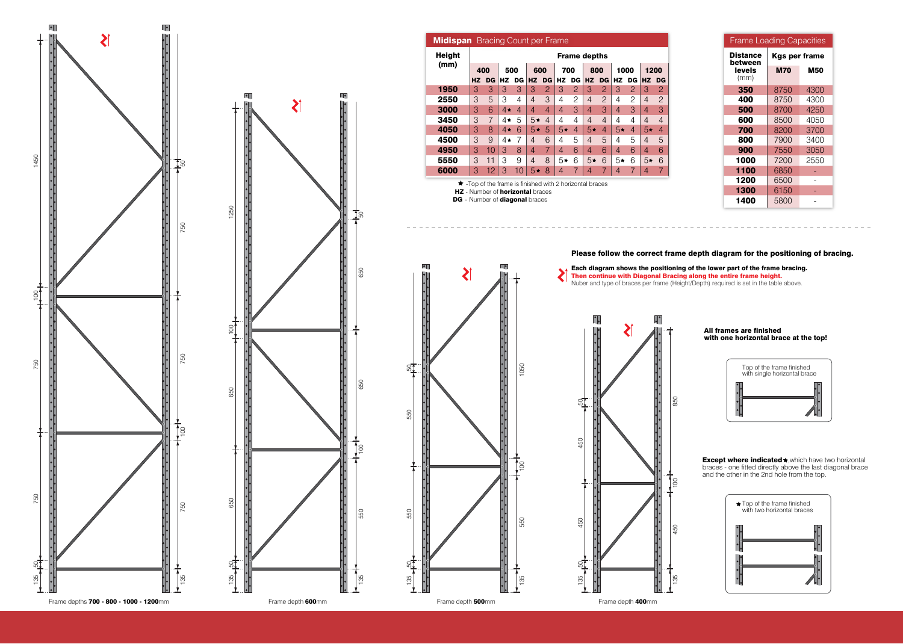## Midispan Bracing Count per Frame

| Height (mm) | Frame depths | | | | | | | | | | | | | |
|---|---|---|---|---|---|---|---|---|---|---|---|---|---|---|
| | 400 | | 500 | | 600 | | 700 | | 800 | | 1000 | | 1200 | |
| | HZ | DG | HZ | DG | HZ | DG | HZ | DG | HZ | DG | HZ | DG | HZ | DG |
| **1950** | 3 | 3 | 3 | 3 | 3 | 2 | 3 | 2 | 3 | 2 | 3 | 2 | 3 | 2 |
| **2550** | 3 | 5 | 3 | 4 | 4 | 3 | 4 | 2 | 4 | 2 | 4 | 2 | 4 | 2 |
| **3000** | 3 | 6 | 4★ | 4 | 4 | 4 | 4 | 3 | 4 | 3 | 4 | 3 | 4 | 3 |
| **3450** | 3 | 7 | 4★ | 5 | 5★ | 4 | 4 | 4 | 4 | 4 | 4 | 4 | 4 | 4 |
| **4050** | 3 | 8 | 4★ | 6 | 5★ | 5 | 5★ | 4 | 5★ | 4 | 5★ | 4 | 5★ | 4 |
| **4500** | 3 | 9 | 4★ | 7 | 4 | 6 | 4 | 5 | 4 | 5 | 4 | 5 | 4 | 5 |
| **4950** | 3 | 10 | 3 | 8 | 4 | 7 | 4 | 6 | 4 | 6 | 4 | 6 | 4 | 6 |
| **5550** | 3 | 11 | 3 | 9 | 4 | 8 | 5★ | 6 | 5★ | 6 | 5★ | 6 | 5★ | 6 |
| **6000** | 3 | 12 | 3 | 10 | 5★ | 8 | 4 | 7 | 4 | 7 | 4 | 7 | 4 | 7 |

★ -Top of the frame is finished with 2 horizontal braces

**HZ** - Number of **horizontal** braces

**DG** - Number of **diagonal** braces

## Frame Loading Capacities

| Distance between levels (mm) | Kgs per frame | |
|---|---|---|
| | **M70** | **M50** |
| **350** | 8750 | 4300 |
| **400** | 8750 | 4300 |
| **500** | 8700 | 4250 |
| **600** | 8500 | 4050 |
| **700** | 8200 | 3700 |
| **800** | 7900 | 3400 |
| **900** | 7550 | 3050 |
| **1000** | 7200 | 2550 |
| **1100** | 6850 | - |
| **1200** | 6500 | - |
| **1300** | 6150 | - |
| **1400** | 5800 | - |

**Please follow the correct frame depth diagram for the positioning of bracing.**

**Each diagram shows the positioning of the lower part of the frame bracing.**
**Then continue with Diagonal Bracing along the entire frame height.**
Nuber and type of braces per frame (Height/Depth) required is set in the table above.

**All frames are finished with one horizontal brace at the top!**

Top of the frame finished with single horizontal brace

**Except where indicated** ★, which have two horizontal braces - one fitted directly above the last diagonal brace and the other in the 2nd hole from the top.

★ Top of the frame finished with two horizontal braces

1450
750
100
750
750
50
135
50
750
750
100
750
135

Frame depths **700 - 800 - 1000 - 1200**mm

1250
100
650
650
50
135
50
650
650
100
550
135

Frame depth **600**mm

50
550
550
50
135
1050
100
550
135

Frame depth **500**mm

50
450
450
50
135
850
100
450
135

Frame depth **400**mm